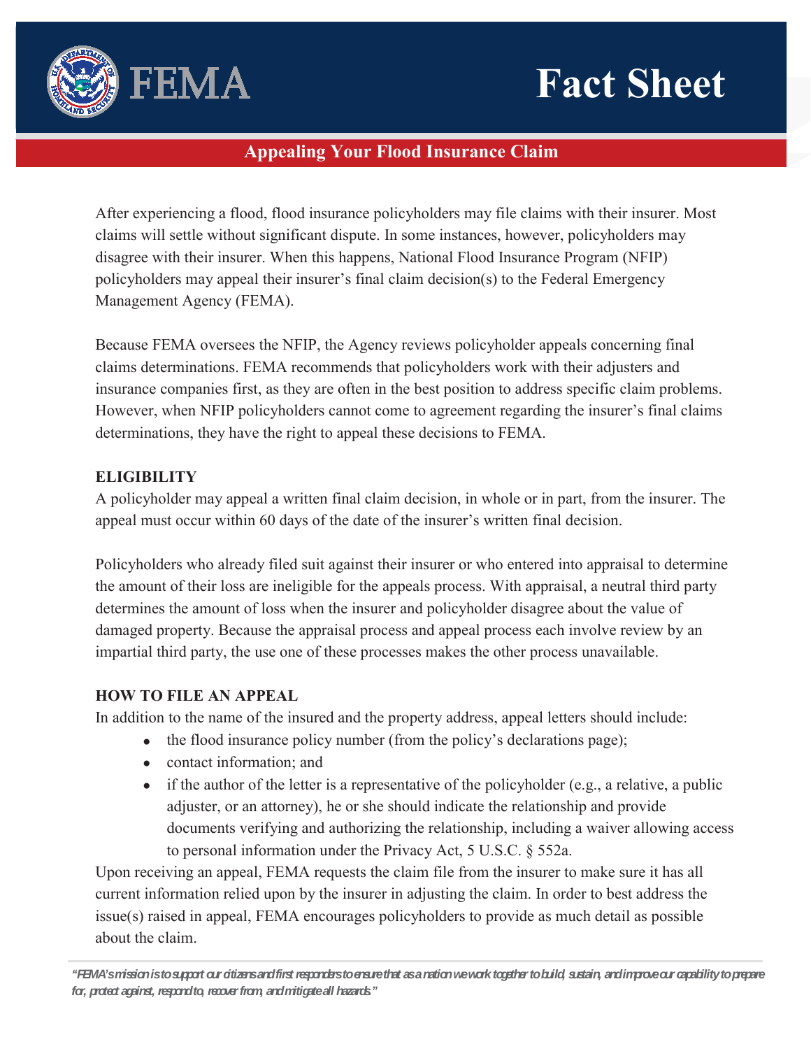# Fact Sheet

## Appealing Your Flood Insurance Claim

After experiencing a flood, flood insurance policyholders may file claims with their insurer. Most claims will settle without significant dispute. In some instances, however, policyholders may disagree with their insurer. When this happens, National Flood Insurance Program (NFIP) policyholders may appeal their insurer's final claim decision(s) to the Federal Emergency Management Agency (FEMA).

Because FEMA oversees the NFIP, the Agency reviews policyholder appeals concerning final claims determinations. FEMA recommends that policyholders work with their adjusters and insurance companies first, as they are often in the best position to address specific claim problems. However, when NFIP policyholders cannot come to agreement regarding the insurer's final claims determinations, they have the right to appeal these decisions to FEMA.

### ELIGIBILITY

A policyholder may appeal a written final claim decision, in whole or in part, from the insurer. The appeal must occur within 60 days of the date of the insurer's written final decision.

Policyholders who already filed suit against their insurer or who entered into appraisal to determine the amount of their loss are ineligible for the appeals process. With appraisal, a neutral third party determines the amount of loss when the insurer and policyholder disagree about the value of damaged property. Because the appraisal process and appeal process each involve review by an impartial third party, the use one of these processes makes the other process unavailable.

### HOW TO FILE AN APPEAL

In addition to the name of the insured and the property address, appeal letters should include:

- the flood insurance policy number (from the policy's declarations page);
- contact information; and
- if the author of the letter is a representative of the policyholder (e.g., a relative, a public adjuster, or an attorney), he or she should indicate the relationship and provide documents verifying and authorizing the relationship, including a waiver allowing access to personal information under the Privacy Act, 5 U.S.C. § 552a.

Upon receiving an appeal, FEMA requests the claim file from the insurer to make sure it has all current information relied upon by the insurer in adjusting the claim. In order to best address the issue(s) raised in appeal, FEMA encourages policyholders to provide as much detail as possible about the claim.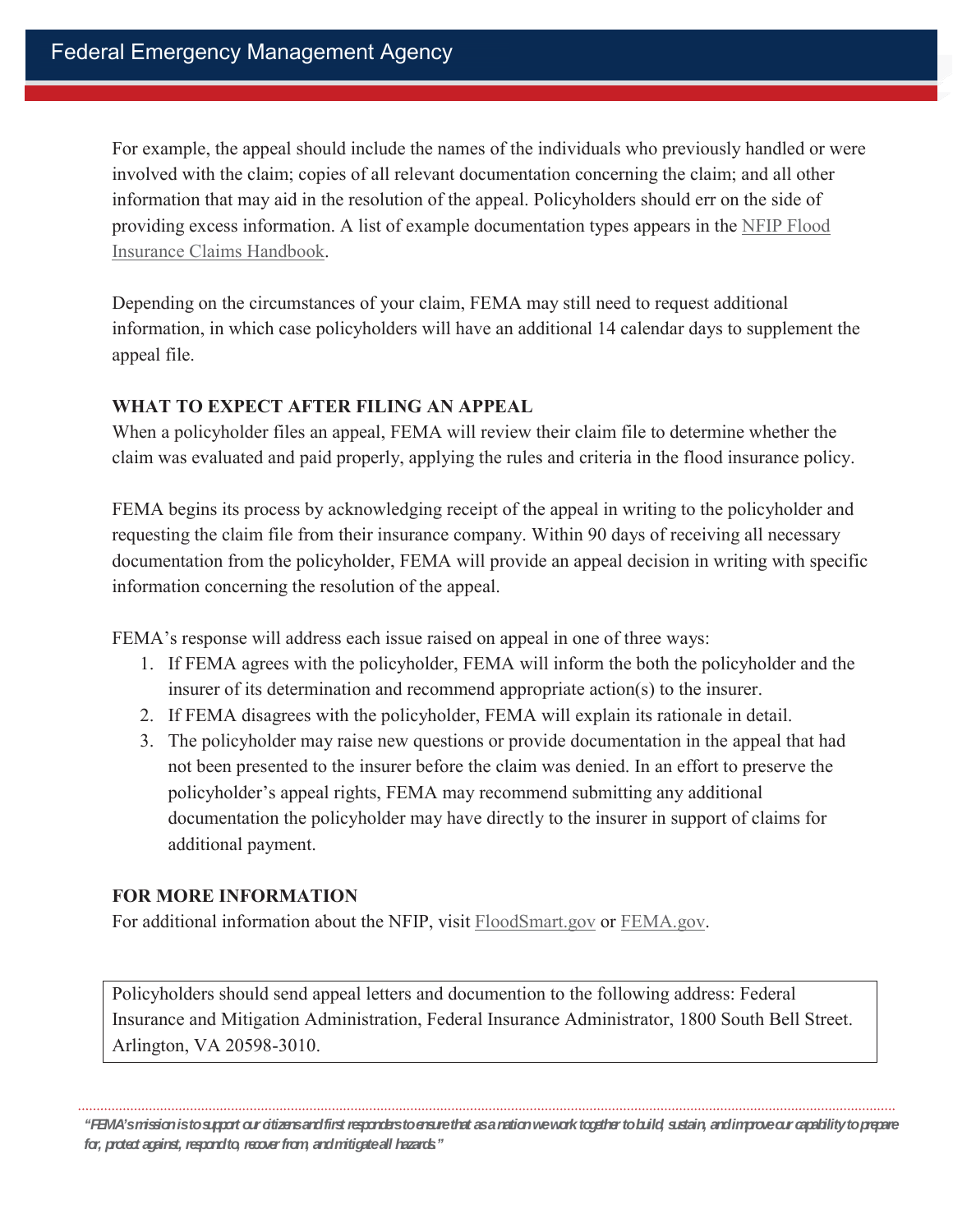For example, the appeal should include the names of the individuals who previously handled or were involved with the claim; copies of all relevant documentation concerning the claim; and all other information that may aid in the resolution of the appeal. Policyholders should err on the side of providing excess information. A list of example documentation types appears in the NFIP Flood Insurance Claims Handbook.

Depending on the circumstances of your claim, FEMA may still need to request additional information, in which case policyholders will have an additional 14 calendar days to supplement the appeal file.

**WHAT TO EXPECT AFTER FILING AN APPEAL**

When a policyholder files an appeal, FEMA will review their claim file to determine whether the claim was evaluated and paid properly, applying the rules and criteria in the flood insurance policy.

FEMA begins its process by acknowledging receipt of the appeal in writing to the policyholder and requesting the claim file from their insurance company. Within 90 days of receiving all necessary documentation from the policyholder, FEMA will provide an appeal decision in writing with specific information concerning the resolution of the appeal.

FEMA's response will address each issue raised on appeal in one of three ways:

1. If FEMA agrees with the policyholder, FEMA will inform the both the policyholder and the insurer of its determination and recommend appropriate action(s) to the insurer.
2. If FEMA disagrees with the policyholder, FEMA will explain its rationale in detail.
3. The policyholder may raise new questions or provide documentation in the appeal that had not been presented to the insurer before the claim was denied. In an effort to preserve the policyholder's appeal rights, FEMA may recommend submitting any additional documentation the policyholder may have directly to the insurer in support of claims for additional payment.

**FOR MORE INFORMATION**

For additional information about the NFIP, visit FloodSmart.gov or FEMA.gov.

Policyholders should send appeal letters and documention to the following address: Federal Insurance and Mitigation Administration, Federal Insurance Administrator, 1800 South Bell Street. Arlington, VA 20598-3010.